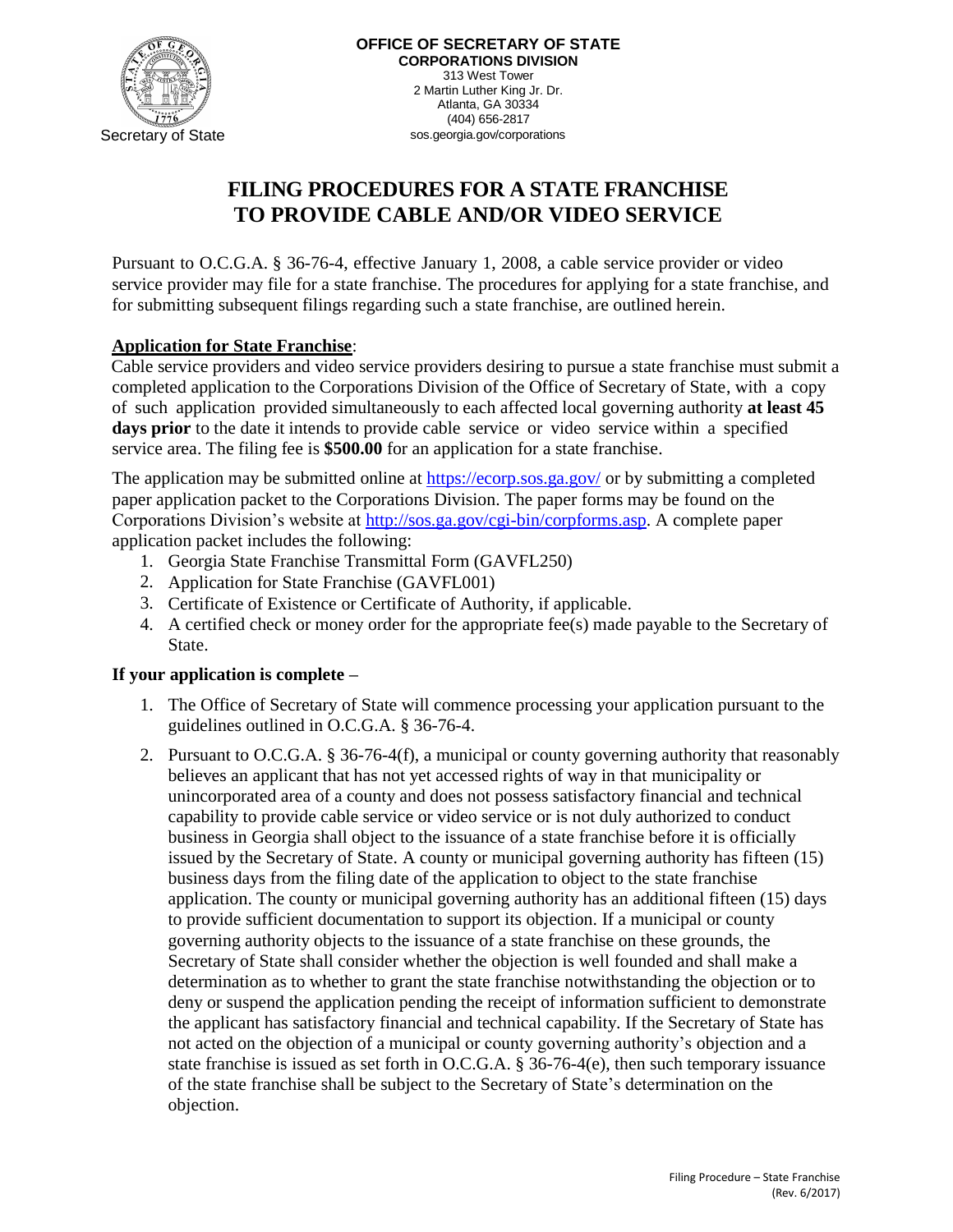Secretary of State

**OFFICE OF SECRETARY OF STATE**
**CORPORATIONS DIVISION**
313 West Tower
2 Martin Luther King Jr. Dr.
Atlanta, GA 30334
(404) 656-2817
sos.georgia.gov/corporations

# FILING PROCEDURES FOR A STATE FRANCHISE TO PROVIDE CABLE AND/OR VIDEO SERVICE

Pursuant to O.C.G.A. § 36-76-4, effective January 1, 2008, a cable service provider or video service provider may file for a state franchise. The procedures for applying for a state franchise, and for submitting subsequent filings regarding such a state franchise, are outlined herein.

**Application for State Franchise**:

Cable service providers and video service providers desiring to pursue a state franchise must submit a completed application to the Corporations Division of the Office of Secretary of State, with a copy of such application provided simultaneously to each affected local governing authority **at least 45 days prior** to the date it intends to provide cable service or video service within a specified service area. The filing fee is **$500.00** for an application for a state franchise.

The application may be submitted online at https://ecorp.sos.ga.gov/ or by submitting a completed paper application packet to the Corporations Division. The paper forms may be found on the Corporations Division's website at http://sos.ga.gov/cgi-bin/corpforms.asp. A complete paper application packet includes the following:

1. Georgia State Franchise Transmittal Form (GAVFL250)
2. Application for State Franchise (GAVFL001)
3. Certificate of Existence or Certificate of Authority, if applicable.
4. A certified check or money order for the appropriate fee(s) made payable to the Secretary of State.

**If your application is complete –**

1. The Office of Secretary of State will commence processing your application pursuant to the guidelines outlined in O.C.G.A. § 36-76-4.
2. Pursuant to O.C.G.A. § 36-76-4(f), a municipal or county governing authority that reasonably believes an applicant that has not yet accessed rights of way in that municipality or unincorporated area of a county and does not possess satisfactory financial and technical capability to provide cable service or video service or is not duly authorized to conduct business in Georgia shall object to the issuance of a state franchise before it is officially issued by the Secretary of State. A county or municipal governing authority has fifteen (15) business days from the filing date of the application to object to the state franchise application. The county or municipal governing authority has an additional fifteen (15) days to provide sufficient documentation to support its objection. If a municipal or county governing authority objects to the issuance of a state franchise on these grounds, the Secretary of State shall consider whether the objection is well founded and shall make a determination as to whether to grant the state franchise notwithstanding the objection or to deny or suspend the application pending the receipt of information sufficient to demonstrate the applicant has satisfactory financial and technical capability. If the Secretary of State has not acted on the objection of a municipal or county governing authority's objection and a state franchise is issued as set forth in O.C.G.A. § 36-76-4(e), then such temporary issuance of the state franchise shall be subject to the Secretary of State's determination on the objection.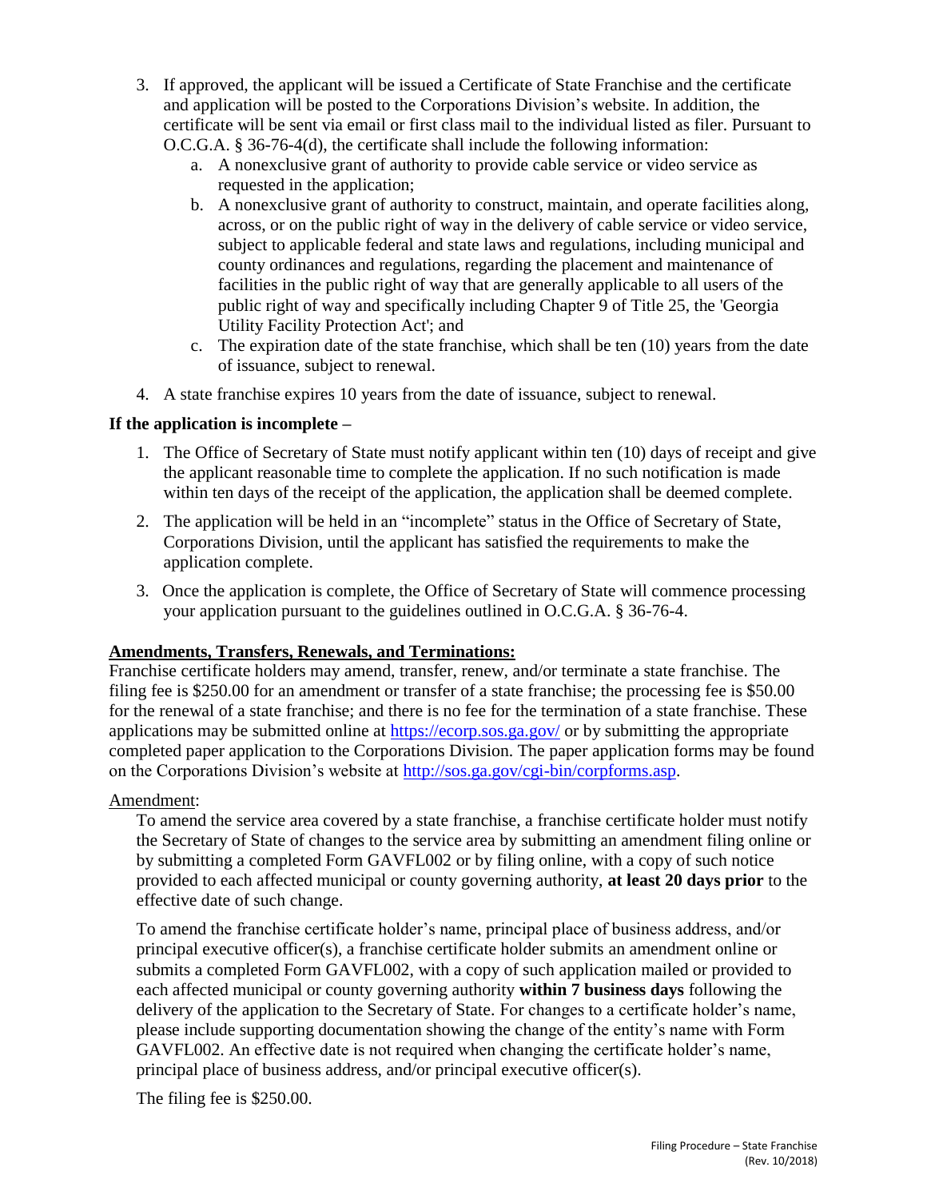3. If approved, the applicant will be issued a Certificate of State Franchise and the certificate and application will be posted to the Corporations Division's website. In addition, the certificate will be sent via email or first class mail to the individual listed as filer. Pursuant to O.C.G.A. § 36-76-4(d), the certificate shall include the following information:
   a. A nonexclusive grant of authority to provide cable service or video service as requested in the application;
   b. A nonexclusive grant of authority to construct, maintain, and operate facilities along, across, or on the public right of way in the delivery of cable service or video service, subject to applicable federal and state laws and regulations, including municipal and county ordinances and regulations, regarding the placement and maintenance of facilities in the public right of way that are generally applicable to all users of the public right of way and specifically including Chapter 9 of Title 25, the 'Georgia Utility Facility Protection Act'; and
   c. The expiration date of the state franchise, which shall be ten (10) years from the date of issuance, subject to renewal.
4. A state franchise expires 10 years from the date of issuance, subject to renewal.

**If the application is incomplete –**

1. The Office of Secretary of State must notify applicant within ten (10) days of receipt and give the applicant reasonable time to complete the application. If no such notification is made within ten days of the receipt of the application, the application shall be deemed complete.
2. The application will be held in an "incomplete" status in the Office of Secretary of State, Corporations Division, until the applicant has satisfied the requirements to make the application complete.
3. Once the application is complete, the Office of Secretary of State will commence processing your application pursuant to the guidelines outlined in O.C.G.A. § 36-76-4.

**Amendments, Transfers, Renewals, and Terminations:**

Franchise certificate holders may amend, transfer, renew, and/or terminate a state franchise. The filing fee is $250.00 for an amendment or transfer of a state franchise; the processing fee is $50.00 for the renewal of a state franchise; and there is no fee for the termination of a state franchise. These applications may be submitted online at https://ecorp.sos.ga.gov/ or by submitting the appropriate completed paper application to the Corporations Division. The paper application forms may be found on the Corporations Division's website at http://sos.ga.gov/cgi-bin/corpforms.asp.

Amendment:

To amend the service area covered by a state franchise, a franchise certificate holder must notify the Secretary of State of changes to the service area by submitting an amendment filing online or by submitting a completed Form GAVFL002 or by filing online, with a copy of such notice provided to each affected municipal or county governing authority, **at least 20 days prior** to the effective date of such change.

To amend the franchise certificate holder's name, principal place of business address, and/or principal executive officer(s), a franchise certificate holder submits an amendment online or submits a completed Form GAVFL002, with a copy of such application mailed or provided to each affected municipal or county governing authority **within 7 business days** following the delivery of the application to the Secretary of State. For changes to a certificate holder's name, please include supporting documentation showing the change of the entity's name with Form GAVFL002. An effective date is not required when changing the certificate holder's name, principal place of business address, and/or principal executive officer(s).

The filing fee is $250.00.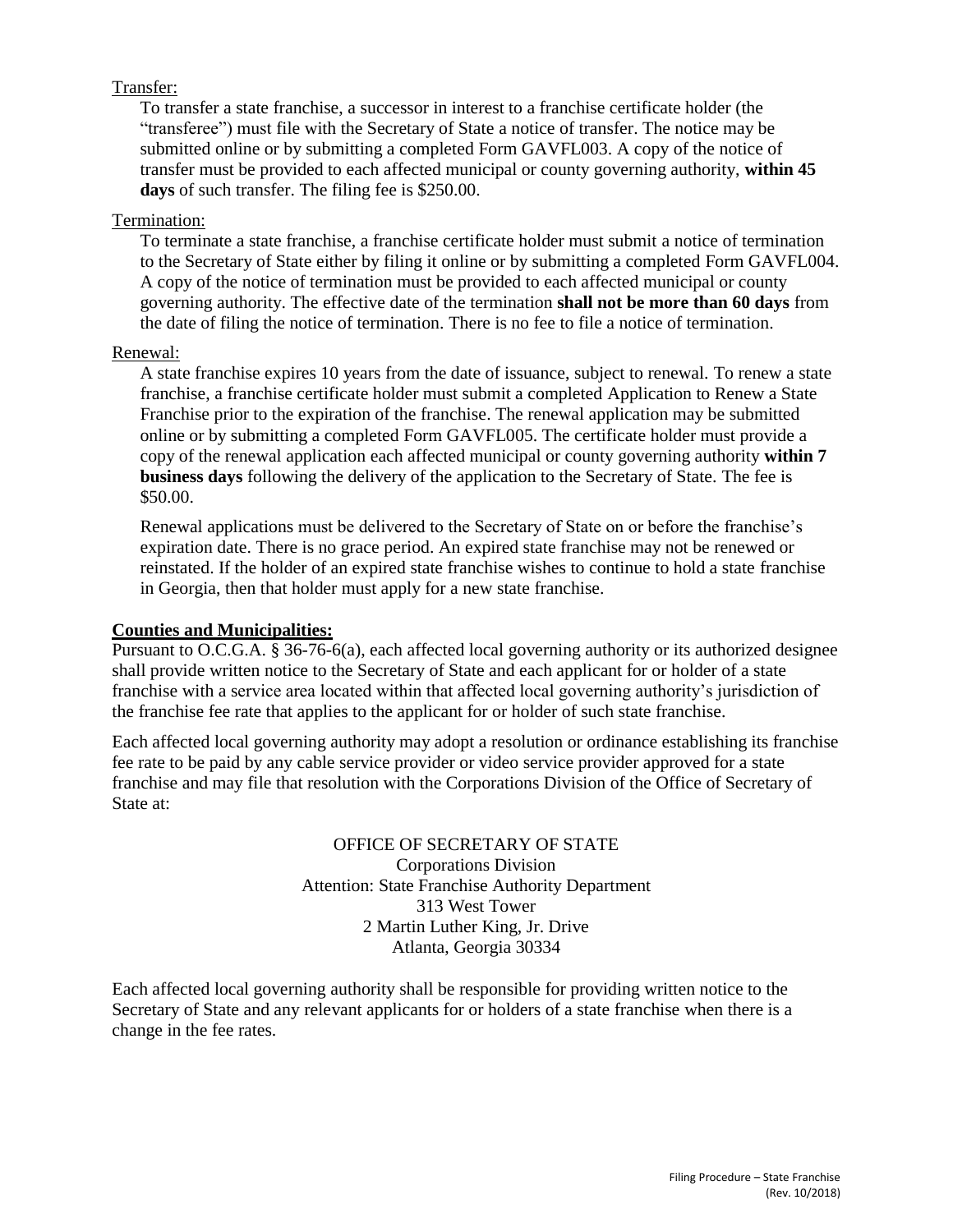Transfer:

To transfer a state franchise, a successor in interest to a franchise certificate holder (the "transferee") must file with the Secretary of State a notice of transfer. The notice may be submitted online or by submitting a completed Form GAVFL003. A copy of the notice of transfer must be provided to each affected municipal or county governing authority, **within 45 days** of such transfer. The filing fee is $250.00.

Termination:

To terminate a state franchise, a franchise certificate holder must submit a notice of termination to the Secretary of State either by filing it online or by submitting a completed Form GAVFL004. A copy of the notice of termination must be provided to each affected municipal or county governing authority. The effective date of the termination **shall not be more than 60 days** from the date of filing the notice of termination. There is no fee to file a notice of termination.

Renewal:

A state franchise expires 10 years from the date of issuance, subject to renewal. To renew a state franchise, a franchise certificate holder must submit a completed Application to Renew a State Franchise prior to the expiration of the franchise. The renewal application may be submitted online or by submitting a completed Form GAVFL005. The certificate holder must provide a copy of the renewal application each affected municipal or county governing authority **within 7 business days** following the delivery of the application to the Secretary of State. The fee is $50.00.

Renewal applications must be delivered to the Secretary of State on or before the franchise's expiration date. There is no grace period. An expired state franchise may not be renewed or reinstated. If the holder of an expired state franchise wishes to continue to hold a state franchise in Georgia, then that holder must apply for a new state franchise.

**Counties and Municipalities:**

Pursuant to O.C.G.A. § 36-76-6(a), each affected local governing authority or its authorized designee shall provide written notice to the Secretary of State and each applicant for or holder of a state franchise with a service area located within that affected local governing authority's jurisdiction of the franchise fee rate that applies to the applicant for or holder of such state franchise.

Each affected local governing authority may adopt a resolution or ordinance establishing its franchise fee rate to be paid by any cable service provider or video service provider approved for a state franchise and may file that resolution with the Corporations Division of the Office of Secretary of State at:

OFFICE OF SECRETARY OF STATE
Corporations Division
Attention: State Franchise Authority Department
313 West Tower
2 Martin Luther King, Jr. Drive
Atlanta, Georgia 30334

Each affected local governing authority shall be responsible for providing written notice to the Secretary of State and any relevant applicants for or holders of a state franchise when there is a change in the fee rates.